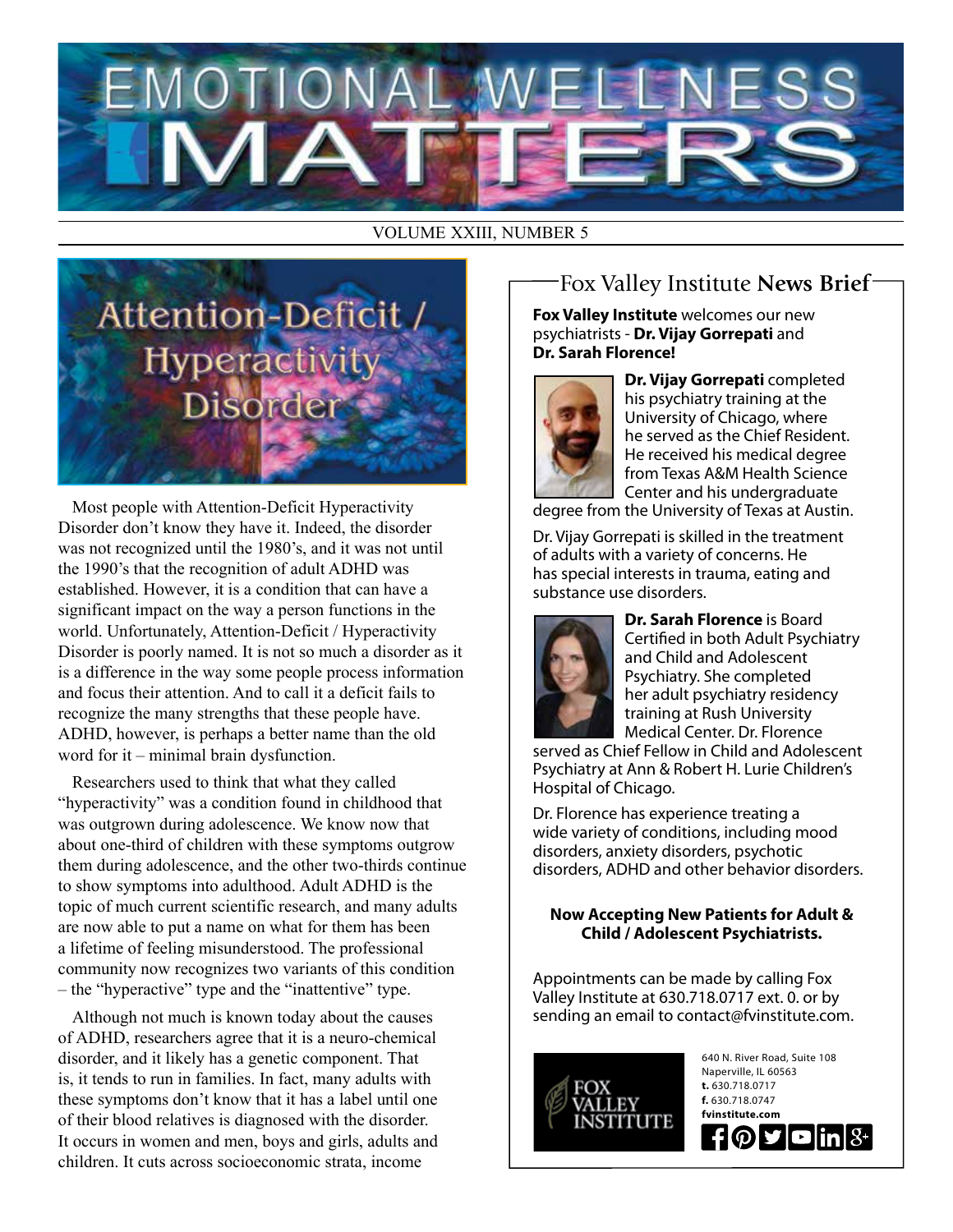# EMOTIONAL WELLNESS MATTERS

VOLUME XXIII, NUMBER 5

## Attention-Deficit / Hyperactivity Disorder

Most people with Attention-Deficit Hyperactivity Disorder don't know they have it. Indeed, the disorder was not recognized until the 1980's, and it was not until the 1990's that the recognition of adult ADHD was established. However, it is a condition that can have a significant impact on the way a person functions in the world. Unfortunately, Attention-Deficit / Hyperactivity Disorder is poorly named. It is not so much a disorder as it is a difference in the way some people process information and focus their attention. And to call it a deficit fails to recognize the many strengths that these people have. ADHD, however, is perhaps a better name than the old word for it – minimal brain dysfunction.

Researchers used to think that what they called "hyperactivity" was a condition found in childhood that was outgrown during adolescence. We know now that about one-third of children with these symptoms outgrow them during adolescence, and the other two-thirds continue to show symptoms into adulthood. Adult ADHD is the topic of much current scientific research, and many adults are now able to put a name on what for them has been a lifetime of feeling misunderstood. The professional community now recognizes two variants of this condition – the "hyperactive" type and the "inattentive" type.

Although not much is known today about the causes of ADHD, researchers agree that it is a neuro-chemical disorder, and it likely has a genetic component. That is, it tends to run in families. In fact, many adults with these symptoms don't know that it has a label until one of their blood relatives is diagnosed with the disorder. It occurs in women and men, boys and girls, adults and children. It cuts across socioeconomic strata, income

## Fox Valley Institute **News Brief**

**Fox Valley Institute** welcomes our new psychiatrists - **Dr. Vijay Gorrepati** and **Dr. Sarah Florence!**

**Dr. Vijay Gorrepati** completed his psychiatry training at the University of Chicago, where he served as the Chief Resident. He received his medical degree from Texas A&M Health Science Center and his undergraduate degree from the University of Texas at Austin.

Dr. Vijay Gorrepati is skilled in the treatment of adults with a variety of concerns. He has special interests in trauma, eating and substance use disorders.

**Dr. Sarah Florence** is Board Certified in both Adult Psychiatry and Child and Adolescent Psychiatry. She completed her adult psychiatry residency training at Rush University Medical Center. Dr. Florence served as Chief Fellow in Child and Adolescent Psychiatry at Ann & Robert H. Lurie Children's Hospital of Chicago.

Dr. Florence has experience treating a wide variety of conditions, including mood disorders, anxiety disorders, psychotic disorders, ADHD and other behavior disorders.

**Now Accepting New Patients for Adult & Child / Adolescent Psychiatrists.**

Appointments can be made by calling Fox Valley Institute at 630.718.0717 ext. 0. or by sending an email to contact@fvinstitute.com.

FOX VALLEY INSTITUTE

640 N. River Road, Suite 108
Naperville, IL 60563
**t.** 630.718.0717
**f.** 630.718.0747
**fvinstitute.com**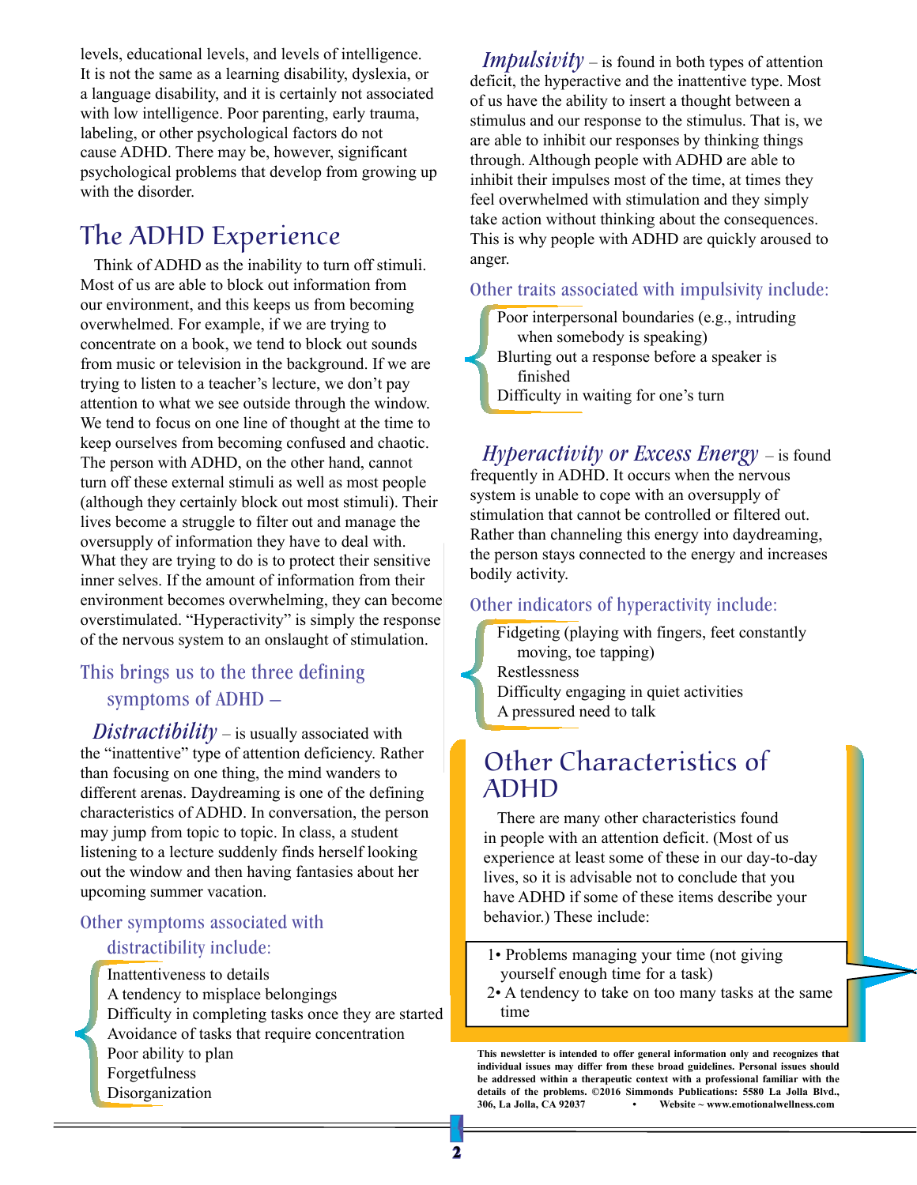levels, educational levels, and levels of intelligence. It is not the same as a learning disability, dyslexia, or a language disability, and it is certainly not associated with low intelligence. Poor parenting, early trauma, labeling, or other psychological factors do not cause ADHD. There may be, however, significant psychological problems that develop from growing up with the disorder.

## The ADHD Experience

Think of ADHD as the inability to turn off stimuli. Most of us are able to block out information from our environment, and this keeps us from becoming overwhelmed. For example, if we are trying to concentrate on a book, we tend to block out sounds from music or television in the background. If we are trying to listen to a teacher's lecture, we don't pay attention to what we see outside through the window. We tend to focus on one line of thought at the time to keep ourselves from becoming confused and chaotic. The person with ADHD, on the other hand, cannot turn off these external stimuli as well as most people (although they certainly block out most stimuli). Their lives become a struggle to filter out and manage the oversupply of information they have to deal with. What they are trying to do is to protect their sensitive inner selves. If the amount of information from their environment becomes overwhelming, they can become overstimulated. "Hyperactivity" is simply the response of the nervous system to an onslaught of stimulation.

### This brings us to the three defining symptoms of ADHD –

***Distractibility*** – is usually associated with the "inattentive" type of attention deficiency. Rather than focusing on one thing, the mind wanders to different arenas. Daydreaming is one of the defining characteristics of ADHD. In conversation, the person may jump from topic to topic. In class, a student listening to a lecture suddenly finds herself looking out the window and then having fantasies about her upcoming summer vacation.

### Other symptoms associated with distractibility include:

- Inattentiveness to details
- A tendency to misplace belongings
- Difficulty in completing tasks once they are started
- Avoidance of tasks that require concentration
- Poor ability to plan
- Forgetfulness
- Disorganization

***Impulsivity*** – is found in both types of attention deficit, the hyperactive and the inattentive type. Most of us have the ability to insert a thought between a stimulus and our response to the stimulus. That is, we are able to inhibit our responses by thinking things through. Although people with ADHD are able to inhibit their impulses most of the time, at times they feel overwhelmed with stimulation and they simply take action without thinking about the consequences. This is why people with ADHD are quickly aroused to anger.

### Other traits associated with impulsivity include:

- Poor interpersonal boundaries (e.g., intruding when somebody is speaking)
- Blurting out a response before a speaker is finished
- Difficulty in waiting for one's turn

***Hyperactivity or Excess Energy*** – is found frequently in ADHD. It occurs when the nervous system is unable to cope with an oversupply of stimulation that cannot be controlled or filtered out. Rather than channeling this energy into daydreaming, the person stays connected to the energy and increases bodily activity.

### Other indicators of hyperactivity include:

- Fidgeting (playing with fingers, feet constantly moving, toe tapping)
- Restlessness
- Difficulty engaging in quiet activities
- A pressured need to talk

## Other Characteristics of ADHD

There are many other characteristics found in people with an attention deficit. (Most of us experience at least some of these in our day-to-day lives, so it is advisable not to conclude that you have ADHD if some of these items describe your behavior.) These include:

1. Problems managing your time (not giving yourself enough time for a task)
2. A tendency to take on too many tasks at the same time

**This newsletter is intended to offer general information only and recognizes that individual issues may differ from these broad guidelines. Personal issues should be addressed within a therapeutic context with a professional familiar with the details of the problems. ©2016 Simmonds Publications: 5580 La Jolla Blvd., 306, La Jolla, CA 92037 • Website ~ www.emotionalwellness.com**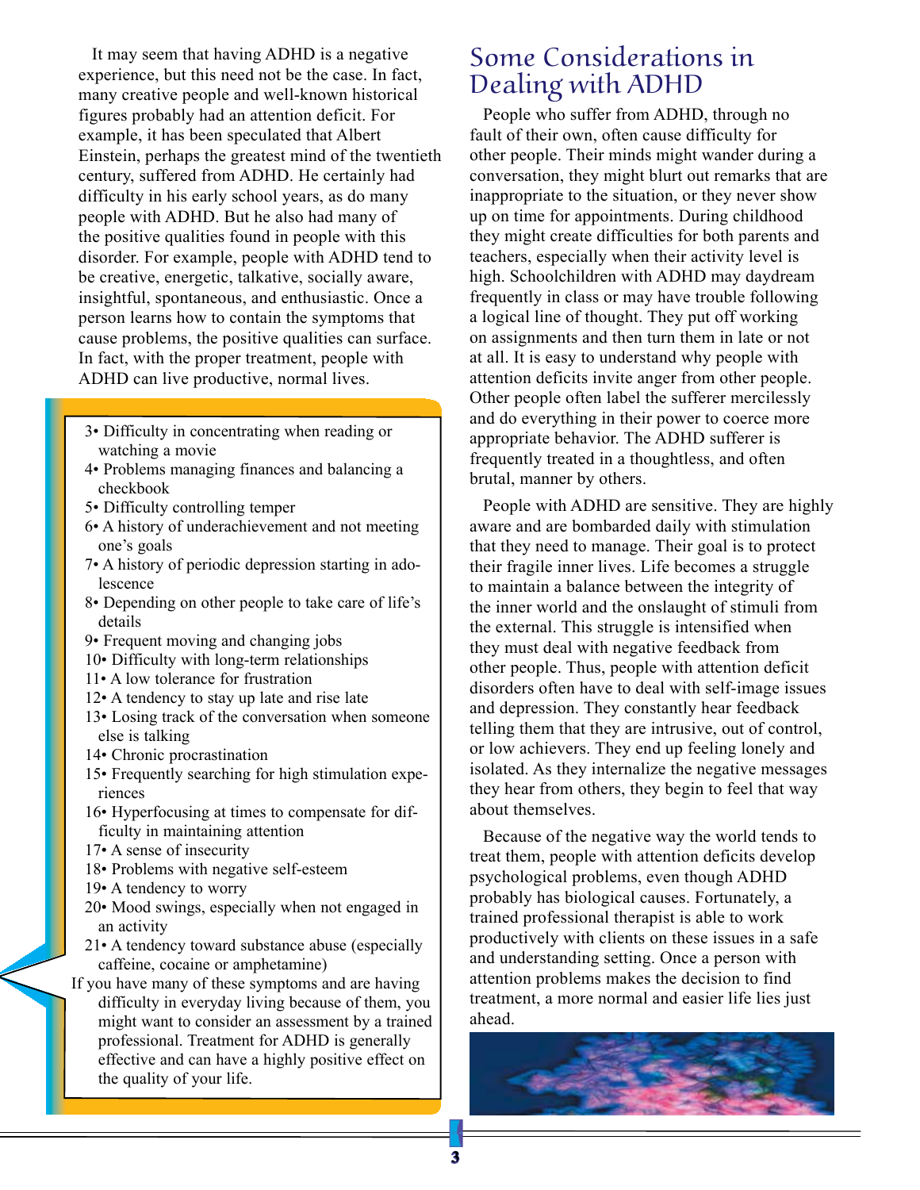It may seem that having ADHD is a negative experience, but this need not be the case. In fact, many creative people and well-known historical figures probably had an attention deficit. For example, it has been speculated that Albert Einstein, perhaps the greatest mind of the twentieth century, suffered from ADHD. He certainly had difficulty in his early school years, as do many people with ADHD. But he also had many of the positive qualities found in people with this disorder. For example, people with ADHD tend to be creative, energetic, talkative, socially aware, insightful, spontaneous, and enthusiastic. Once a person learns how to contain the symptoms that cause problems, the positive qualities can surface. In fact, with the proper treatment, people with ADHD can live productive, normal lives.

3• Difficulty in concentrating when reading or watching a movie
4• Problems managing finances and balancing a checkbook
5• Difficulty controlling temper
6• A history of underachievement and not meeting one's goals
7• A history of periodic depression starting in adolescence
8• Depending on other people to take care of life's details
9• Frequent moving and changing jobs
10• Difficulty with long-term relationships
11• A low tolerance for frustration
12• A tendency to stay up late and rise late
13• Losing track of the conversation when someone else is talking
14• Chronic procrastination
15• Frequently searching for high stimulation experiences
16• Hyperfocusing at times to compensate for difficulty in maintaining attention
17• A sense of insecurity
18• Problems with negative self-esteem
19• A tendency to worry
20• Mood swings, especially when not engaged in an activity
21• A tendency toward substance abuse (especially caffeine, cocaine or amphetamine)

If you have many of these symptoms and are having difficulty in everyday living because of them, you might want to consider an assessment by a trained professional. Treatment for ADHD is generally effective and can have a highly positive effect on the quality of your life.

## Some Considerations in Dealing with ADHD

People who suffer from ADHD, through no fault of their own, often cause difficulty for other people. Their minds might wander during a conversation, they might blurt out remarks that are inappropriate to the situation, or they never show up on time for appointments. During childhood they might create difficulties for both parents and teachers, especially when their activity level is high. Schoolchildren with ADHD may daydream frequently in class or may have trouble following a logical line of thought. They put off working on assignments and then turn them in late or not at all. It is easy to understand why people with attention deficits invite anger from other people. Other people often label the sufferer mercilessly and do everything in their power to coerce more appropriate behavior. The ADHD sufferer is frequently treated in a thoughtless, and often brutal, manner by others.

People with ADHD are sensitive. They are highly aware and are bombarded daily with stimulation that they need to manage. Their goal is to protect their fragile inner lives. Life becomes a struggle to maintain a balance between the integrity of the inner world and the onslaught of stimuli from the external. This struggle is intensified when they must deal with negative feedback from other people. Thus, people with attention deficit disorders often have to deal with self-image issues and depression. They constantly hear feedback telling them that they are intrusive, out of control, or low achievers. They end up feeling lonely and isolated. As they internalize the negative messages they hear from others, they begin to feel that way about themselves.

Because of the negative way the world tends to treat them, people with attention deficits develop psychological problems, even though ADHD probably has biological causes. Fortunately, a trained professional therapist is able to work productively with clients on these issues in a safe and understanding setting. Once a person with attention problems makes the decision to find treatment, a more normal and easier life lies just ahead.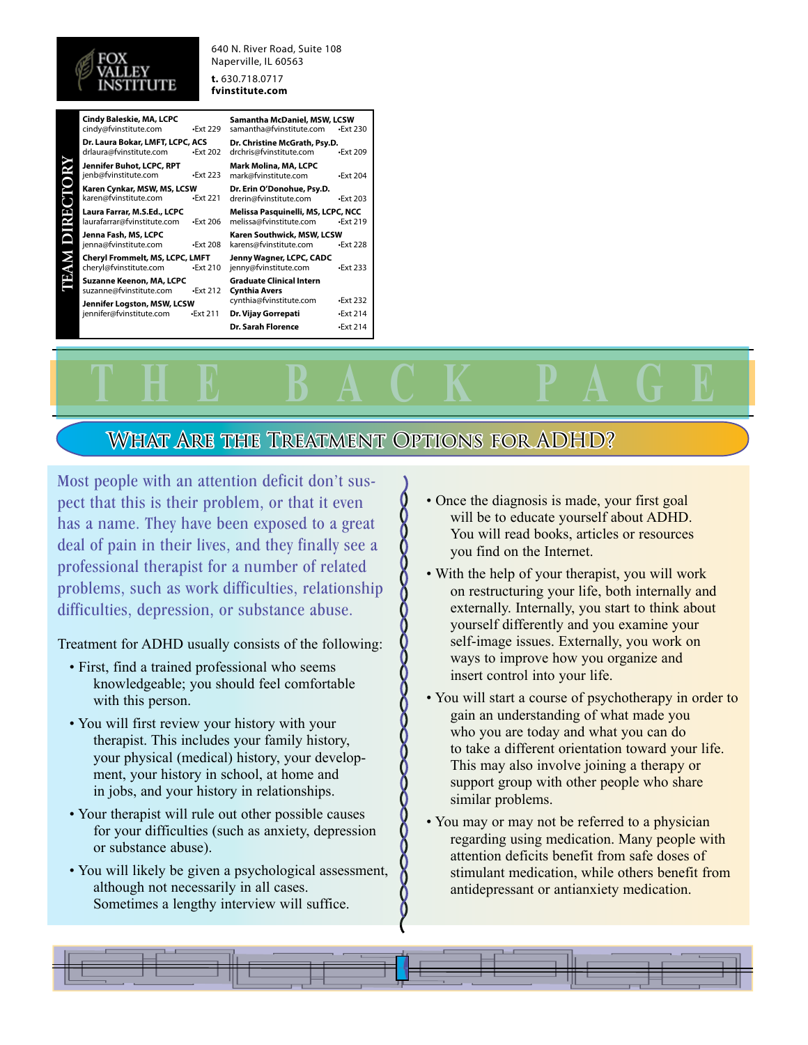**FOX VALLEY INSTITUTE**

640 N. River Road, Suite 108
Naperville, IL 60563

**t.** 630.718.0717
**fvinstitute.com**

## TEAM DIRECTORY

| Name | Email | Ext |
|---|---|---|
| **Cindy Baleskie, MA, LCPC** | cindy@fvinstitute.com | •Ext 229 |
| **Dr. Laura Bokar, LMFT, LCPC, ACS** | drlaura@fvinstitute.com | •Ext 202 |
| **Jennifer Buhot, LCPC, RPT** | jenb@fvinstitute.com | •Ext 223 |
| **Karen Cynkar, MSW, MS, LCSW** | karen@fvinstitute.com | •Ext 221 |
| **Laura Farrar, M.S.Ed., LCPC** | laurafarrar@fvinstitute.com | •Ext 206 |
| **Jenna Fash, MS, LCPC** | jenna@fvinstitute.com | •Ext 208 |
| **Cheryl Frommelt, MS, LCPC, LMFT** | cheryl@fvinstitute.com | •Ext 210 |
| **Suzanne Keenon, MA, LCPC** | suzanne@fvinstitute.com | •Ext 212 |
| **Jennifer Logston, MSW, LCSW** | jennifer@fvinstitute.com | •Ext 211 |
| **Samantha McDaniel, MSW, LCSW** | samantha@fvinstitute.com | •Ext 230 |
| **Dr. Christine McGrath, Psy.D.** | drchris@fvinstitute.com | •Ext 209 |
| **Mark Molina, MA, LCPC** | mark@fvinstitute.com | •Ext 204 |
| **Dr. Erin O'Donohue, Psy.D.** | drerin@fvinstitute.com | •Ext 203 |
| **Melissa Pasquinelli, MS, LCPC, NCC** | melissa@fvinstitute.com | •Ext 219 |
| **Karen Southwick, MSW, LCSW** | karens@fvinstitute.com | •Ext 228 |
| **Jenny Wagner, LCPC, CADC** | jenny@fvinstitute.com | •Ext 233 |
| **Graduate Clinical Intern Cynthia Avers** | cynthia@fvinstitute.com | •Ext 232 |
| **Dr. Vijay Gorrepati** | | •Ext 214 |
| **Dr. Sarah Florence** | | •Ext 214 |

# THE BACK PAGE

## What Are the Treatment Options for ADHD?

Most people with an attention deficit don't suspect that this is their problem, or that it even has a name. They have been exposed to a great deal of pain in their lives, and they finally see a professional therapist for a number of related problems, such as work difficulties, relationship difficulties, depression, or substance abuse.

Treatment for ADHD usually consists of the following:

- First, find a trained professional who seems knowledgeable; you should feel comfortable with this person.
- You will first review your history with your therapist. This includes your family history, your physical (medical) history, your development, your history in school, at home and in jobs, and your history in relationships.
- Your therapist will rule out other possible causes for your difficulties (such as anxiety, depression or substance abuse).
- You will likely be given a psychological assessment, although not necessarily in all cases. Sometimes a lengthy interview will suffice.
- Once the diagnosis is made, your first goal will be to educate yourself about ADHD. You will read books, articles or resources you find on the Internet.
- With the help of your therapist, you will work on restructuring your life, both internally and externally. Internally, you start to think about yourself differently and you examine your self-image issues. Externally, you work on ways to improve how you organize and insert control into your life.
- You will start a course of psychotherapy in order to gain an understanding of what made you who you are today and what you can do to take a different orientation toward your life. This may also involve joining a therapy or support group with other people who share similar problems.
- You may or may not be referred to a physician regarding using medication. Many people with attention deficits benefit from safe doses of stimulant medication, while others benefit from antidepressant or antianxiety medication.